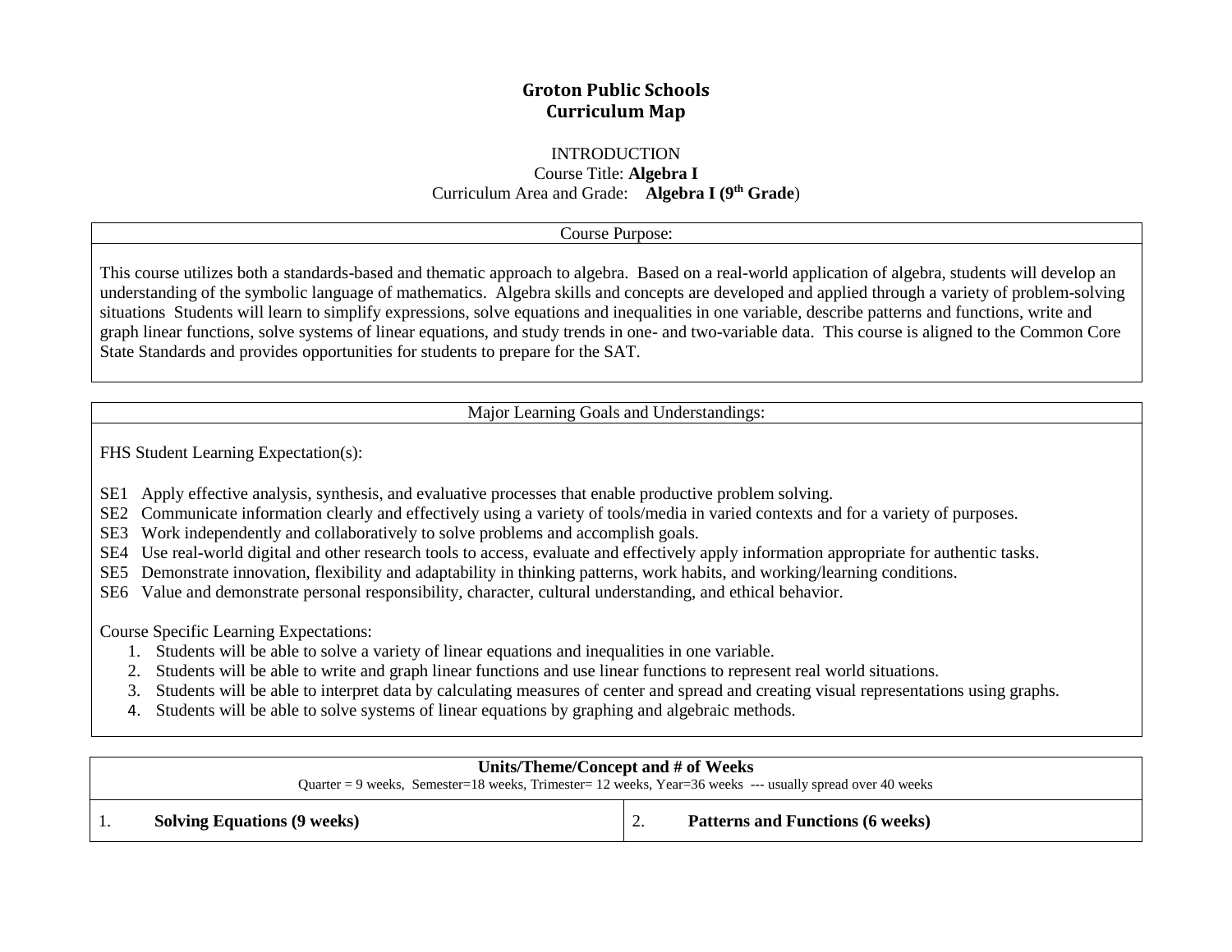# Groton Public Schools
## Curriculum Map

INTRODUCTION

Course Title: **Algebra I**

Curriculum Area and Grade: **Algebra I (9th Grade)**

| Course Purpose: |
| --- |
| This course utilizes both a standards-based and thematic approach to algebra. Based on a real-world application of algebra, students will develop an understanding of the symbolic language of mathematics. Algebra skills and concepts are developed and applied through a variety of problem-solving situations Students will learn to simplify expressions, solve equations and inequalities in one variable, describe patterns and functions, write and graph linear functions, solve systems of linear equations, and study trends in one- and two-variable data. This course is aligned to the Common Core State Standards and provides opportunities for students to prepare for the SAT. |

### Major Learning Goals and Understandings:

FHS Student Learning Expectation(s):

SE1 Apply effective analysis, synthesis, and evaluative processes that enable productive problem solving.

SE2 Communicate information clearly and effectively using a variety of tools/media in varied contexts and for a variety of purposes.

SE3 Work independently and collaboratively to solve problems and accomplish goals.

SE4 Use real-world digital and other research tools to access, evaluate and effectively apply information appropriate for authentic tasks.

SE5 Demonstrate innovation, flexibility and adaptability in thinking patterns, work habits, and working/learning conditions.

SE6 Value and demonstrate personal responsibility, character, cultural understanding, and ethical behavior.

Course Specific Learning Expectations:

1. Students will be able to solve a variety of linear equations and inequalities in one variable.
2. Students will be able to write and graph linear functions and use linear functions to represent real world situations.
3. Students will be able to interpret data by calculating measures of center and spread and creating visual representations using graphs.
4. Students will be able to solve systems of linear equations by graphing and algebraic methods.

| **Units/Theme/Concept and # of Weeks**<br>Quarter = 9 weeks, Semester=18 weeks, Trimester= 12 weeks, Year=36 weeks --- usually spread over 40 weeks | |
| --- | --- |
| 1. **Solving Equations (9 weeks)** | 2. **Patterns and Functions (6 weeks)** |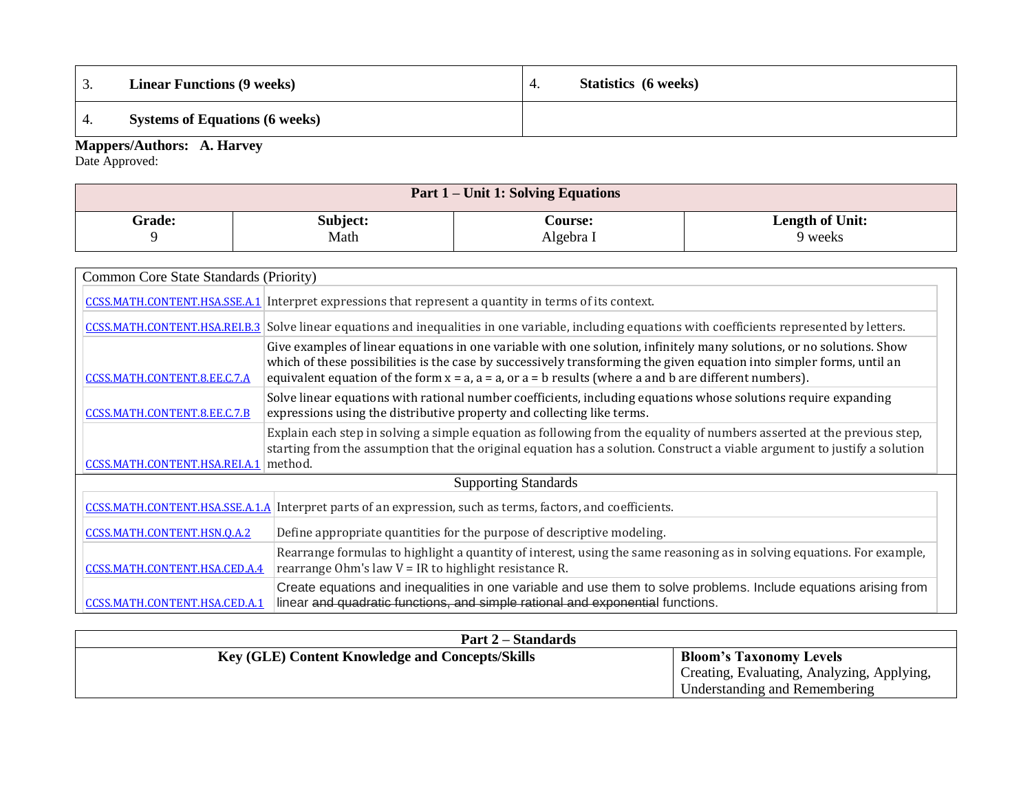| 3. Linear Functions (9 weeks) | 4. Statistics (6 weeks) |
|---|---|
| 4. Systems of Equations (6 weeks) | |

**Mappers/Authors: A. Harvey**
Date Approved:

| Part 1 – Unit 1: Solving Equations | | | |
|---|---|---|---|
| **Grade:** 9 | **Subject:** Math | **Course:** Algebra I | **Length of Unit:** 9 weeks |

| Common Core State Standards (Priority) | |
|---|---|
| CCSS.MATH.CONTENT.HSA.SSE.A.1 | Interpret expressions that represent a quantity in terms of its context. |
| CCSS.MATH.CONTENT.HSA.REI.B.3 | Solve linear equations and inequalities in one variable, including equations with coefficients represented by letters. |
| CCSS.MATH.CONTENT.8.EE.C.7.A | Give examples of linear equations in one variable with one solution, infinitely many solutions, or no solutions. Show which of these possibilities is the case by successively transforming the given equation into simpler forms, until an equivalent equation of the form $x = a$, $a = a$, or $a = b$ results (where a and b are different numbers). |
| CCSS.MATH.CONTENT.8.EE.C.7.B | Solve linear equations with rational number coefficients, including equations whose solutions require expanding expressions using the distributive property and collecting like terms. |
| CCSS.MATH.CONTENT.HSA.REI.A.1 | Explain each step in solving a simple equation as following from the equality of numbers asserted at the previous step, starting from the assumption that the original equation has a solution. Construct a viable argument to justify a solution method. |
| **Supporting Standards** | |
| CCSS.MATH.CONTENT.HSA.SSE.A.1.A | Interpret parts of an expression, such as terms, factors, and coefficients. |
| CCSS.MATH.CONTENT.HSN.Q.A.2 | Define appropriate quantities for the purpose of descriptive modeling. |
| CCSS.MATH.CONTENT.HSA.CED.A.4 | Rearrange formulas to highlight a quantity of interest, using the same reasoning as in solving equations. For example, rearrange Ohm's law $V = IR$ to highlight resistance R. |
| CCSS.MATH.CONTENT.HSA.CED.A.1 | Create equations and inequalities in one variable and use them to solve problems. Include equations arising from linear ~~and quadratic functions, and simple rational and exponential~~ functions. |

| Part 2 – Standards | |
|---|---|
| **Key (GLE) Content Knowledge and Concepts/Skills** | **Bloom's Taxonomy Levels** Creating, Evaluating, Analyzing, Applying, Understanding and Remembering |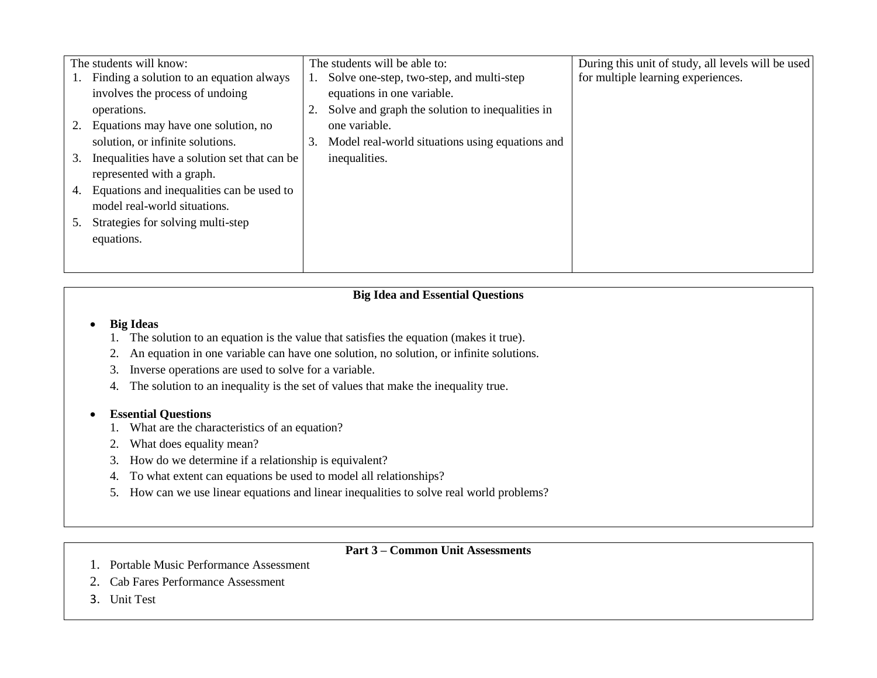| The students will know: | The students will be able to: | During this unit of study, all levels will be used for multiple learning experiences. |
|---|---|---|
| 1. Finding a solution to an equation always involves the process of undoing operations.<br>2. Equations may have one solution, no solution, or infinite solutions.<br>3. Inequalities have a solution set that can be represented with a graph.<br>4. Equations and inequalities can be used to model real-world situations.<br>5. Strategies for solving multi-step equations. | 1. Solve one-step, two-step, and multi-step equations in one variable.<br>2. Solve and graph the solution to inequalities in one variable.<br>3. Model real-world situations using equations and inequalities. | |

## Big Idea and Essential Questions

- **Big Ideas**
  1. The solution to an equation is the value that satisfies the equation (makes it true).
  2. An equation in one variable can have one solution, no solution, or infinite solutions.
  3. Inverse operations are used to solve for a variable.
  4. The solution to an inequality is the set of values that make the inequality true.

- **Essential Questions**
  1. What are the characteristics of an equation?
  2. What does equality mean?
  3. How do we determine if a relationship is equivalent?
  4. To what extent can equations be used to model all relationships?
  5. How can we use linear equations and linear inequalities to solve real world problems?

## Part 3 – Common Unit Assessments

1. Portable Music Performance Assessment
2. Cab Fares Performance Assessment
3. Unit Test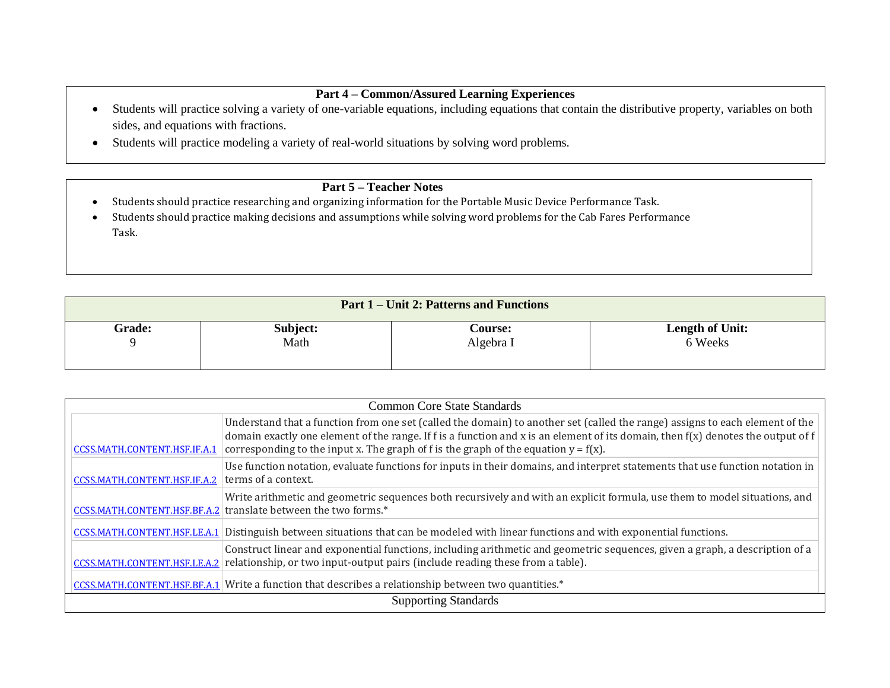## Part 4 – Common/Assured Learning Experiences

- Students will practice solving a variety of one-variable equations, including equations that contain the distributive property, variables on both sides, and equations with fractions.
- Students will practice modeling a variety of real-world situations by solving word problems.

## Part 5 – Teacher Notes

- Students should practice researching and organizing information for the Portable Music Device Performance Task.
- Students should practice making decisions and assumptions while solving word problems for the Cab Fares Performance Task.

## Part 1 – Unit 2: Patterns and Functions

| Grade: | Subject: | Course: | Length of Unit: |
| --- | --- | --- | --- |
| 9 | Math | Algebra I | 6 Weeks |

| Common Core State Standards | |
| --- | --- |
| CCSS.MATH.CONTENT.HSF.IF.A.1 | Understand that a function from one set (called the domain) to another set (called the range) assigns to each element of the domain exactly one element of the range. If f is a function and x is an element of its domain, then f(x) denotes the output of f corresponding to the input x. The graph of f is the graph of the equation y = f(x). |
| CCSS.MATH.CONTENT.HSF.IF.A.2 | Use function notation, evaluate functions for inputs in their domains, and interpret statements that use function notation in terms of a context. |
| CCSS.MATH.CONTENT.HSF.BF.A.2 | Write arithmetic and geometric sequences both recursively and with an explicit formula, use them to model situations, and translate between the two forms.* |
| CCSS.MATH.CONTENT.HSF.LE.A.1 | Distinguish between situations that can be modeled with linear functions and with exponential functions. |
| CCSS.MATH.CONTENT.HSF.LE.A.2 | Construct linear and exponential functions, including arithmetic and geometric sequences, given a graph, a description of a relationship, or two input-output pairs (include reading these from a table). |
| CCSS.MATH.CONTENT.HSF.BF.A.1 | Write a function that describes a relationship between two quantities.* |
| Supporting Standards | |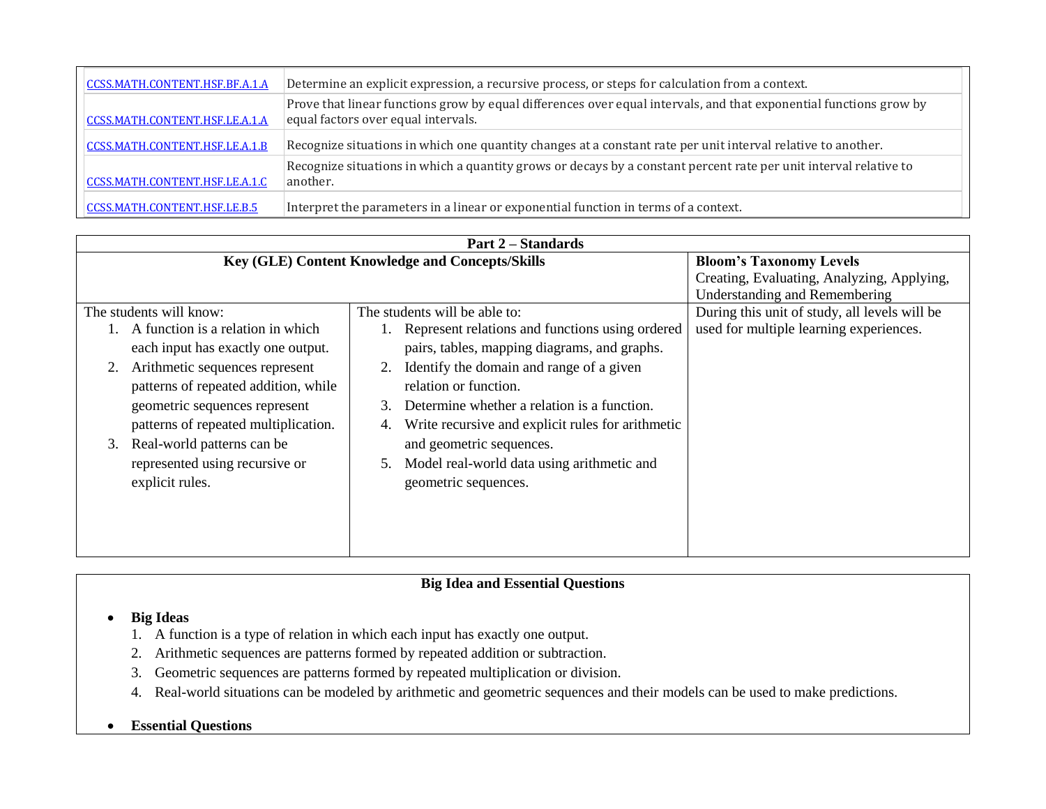| | |
|---|---|
| CCSS.MATH.CONTENT.HSF.BF.A.1.A | Determine an explicit expression, a recursive process, or steps for calculation from a context. |
| CCSS.MATH.CONTENT.HSF.LE.A.1.A | Prove that linear functions grow by equal differences over equal intervals, and that exponential functions grow by equal factors over equal intervals. |
| CCSS.MATH.CONTENT.HSF.LE.A.1.B | Recognize situations in which one quantity changes at a constant rate per unit interval relative to another. |
| CCSS.MATH.CONTENT.HSF.LE.A.1.C | Recognize situations in which a quantity grows or decays by a constant percent rate per unit interval relative to another. |
| CCSS.MATH.CONTENT.HSF.LE.B.5 | Interpret the parameters in a linear or exponential function in terms of a context. |

| **Part 2 – Standards** | | |
|---|---|---|
| **Key (GLE) Content Knowledge and Concepts/Skills** | | **Bloom's Taxonomy Levels** Creating, Evaluating, Analyzing, Applying, Understanding and Remembering |
| The students will know:<br>1. A function is a relation in which each input has exactly one output.<br>2. Arithmetic sequences represent patterns of repeated addition, while geometric sequences represent patterns of repeated multiplication.<br>3. Real-world patterns can be represented using recursive or explicit rules. | The students will be able to:<br>1. Represent relations and functions using ordered pairs, tables, mapping diagrams, and graphs.<br>2. Identify the domain and range of a given relation or function.<br>3. Determine whether a relation is a function.<br>4. Write recursive and explicit rules for arithmetic and geometric sequences.<br>5. Model real-world data using arithmetic and geometric sequences. | During this unit of study, all levels will be used for multiple learning experiences. |

## Big Idea and Essential Questions

- **Big Ideas**
  1. A function is a type of relation in which each input has exactly one output.
  2. Arithmetic sequences are patterns formed by repeated addition or subtraction.
  3. Geometric sequences are patterns formed by repeated multiplication or division.
  4. Real-world situations can be modeled by arithmetic and geometric sequences and their models can be used to make predictions.

- **Essential Questions**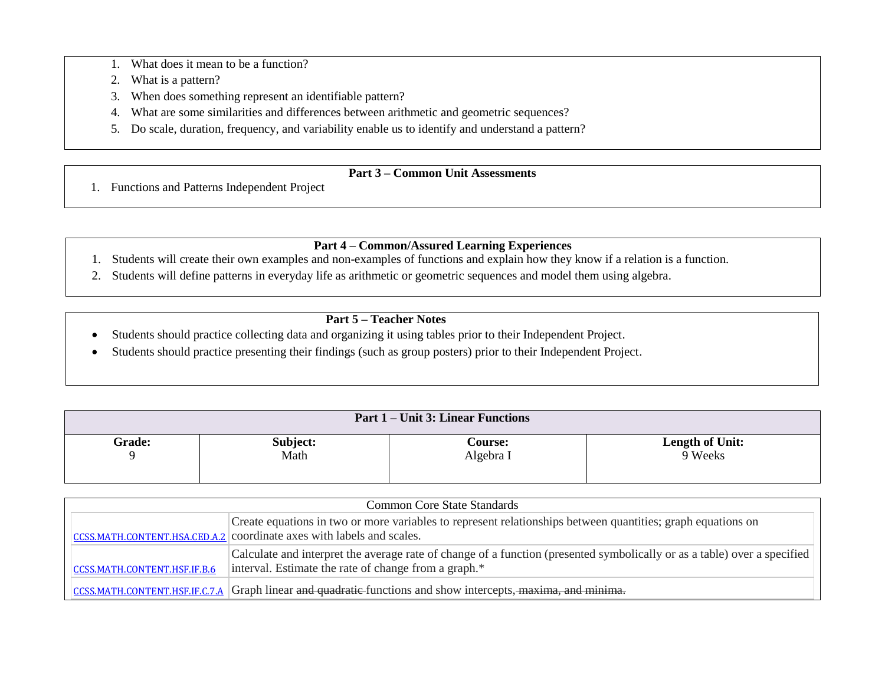1. What does it mean to be a function?
2. What is a pattern?
3. When does something represent an identifiable pattern?
4. What are some similarities and differences between arithmetic and geometric sequences?
5. Do scale, duration, frequency, and variability enable us to identify and understand a pattern?

**Part 3 – Common Unit Assessments**

1. Functions and Patterns Independent Project

**Part 4 – Common/Assured Learning Experiences**

1. Students will create their own examples and non-examples of functions and explain how they know if a relation is a function.
2. Students will define patterns in everyday life as arithmetic or geometric sequences and model them using algebra.

**Part 5 – Teacher Notes**

- Students should practice collecting data and organizing it using tables prior to their Independent Project.
- Students should practice presenting their findings (such as group posters) prior to their Independent Project.

**Part 1 – Unit 3: Linear Functions**

| Grade: | Subject: | Course: | Length of Unit: |
|---|---|---|---|
| 9 | Math | Algebra I | 9 Weeks |

| Common Core State Standards | |
|---|---|
| CCSS.MATH.CONTENT.HSA.CED.A.2 | Create equations in two or more variables to represent relationships between quantities; graph equations on coordinate axes with labels and scales. |
| CCSS.MATH.CONTENT.HSF.IF.B.6 | Calculate and interpret the average rate of change of a function (presented symbolically or as a table) over a specified interval. Estimate the rate of change from a graph.* |
| CCSS.MATH.CONTENT.HSF.IF.C.7.A | Graph linear ~~and quadratic~~ functions and show intercepts~~, maxima, and minima.~~ |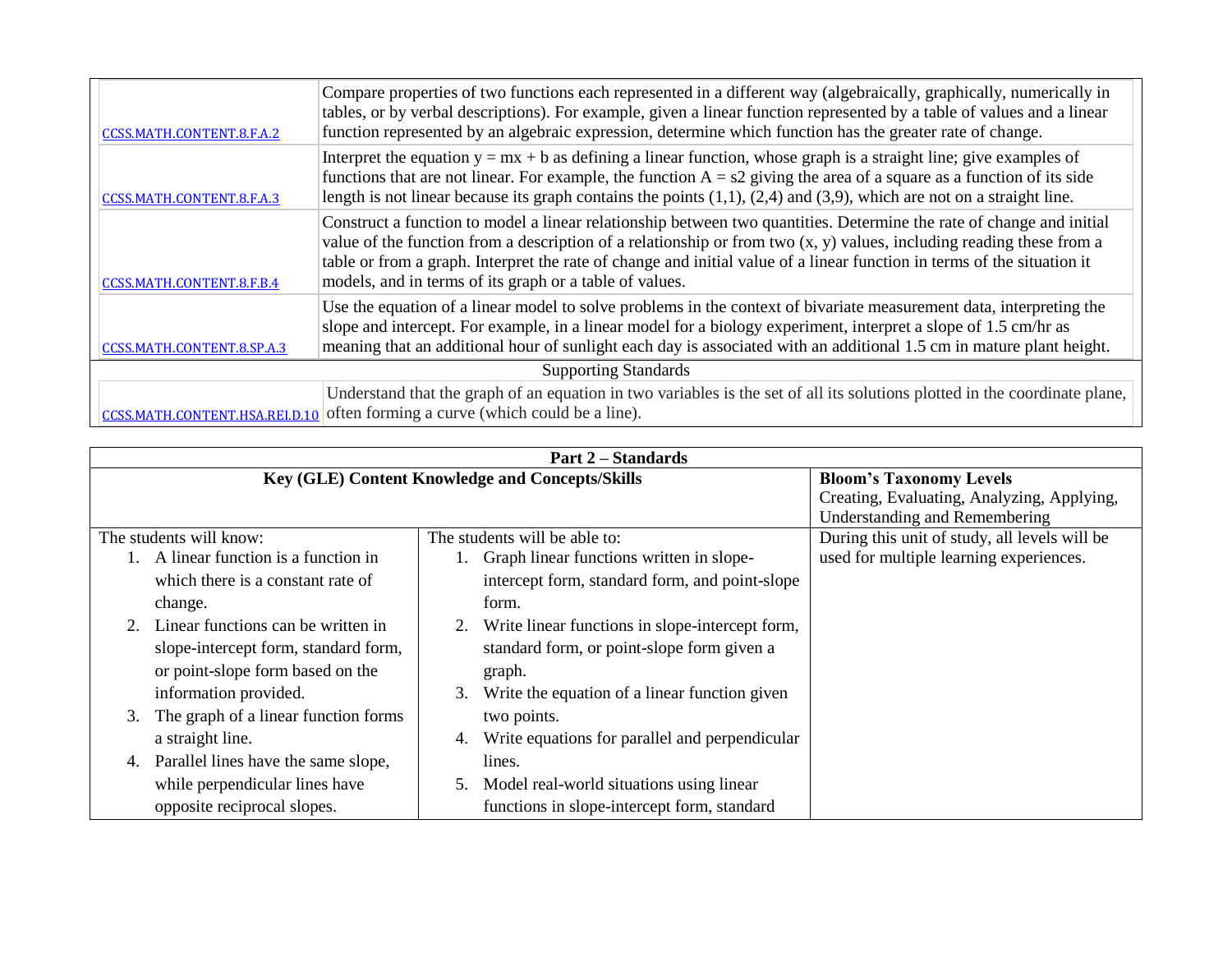| | |
|---|---|
| CCSS.MATH.CONTENT.8.F.A.2 | Compare properties of two functions each represented in a different way (algebraically, graphically, numerically in tables, or by verbal descriptions). For example, given a linear function represented by a table of values and a linear function represented by an algebraic expression, determine which function has the greater rate of change. |
| CCSS.MATH.CONTENT.8.F.A.3 | Interpret the equation $y = mx + b$ as defining a linear function, whose graph is a straight line; give examples of functions that are not linear. For example, the function $A = s2$ giving the area of a square as a function of its side length is not linear because its graph contains the points (1,1), (2,4) and (3,9), which are not on a straight line. |
| CCSS.MATH.CONTENT.8.F.B.4 | Construct a function to model a linear relationship between two quantities. Determine the rate of change and initial value of the function from a description of a relationship or from two (x, y) values, including reading these from a table or from a graph. Interpret the rate of change and initial value of a linear function in terms of the situation it models, and in terms of its graph or a table of values. |
| CCSS.MATH.CONTENT.8.SP.A.3 | Use the equation of a linear model to solve problems in the context of bivariate measurement data, interpreting the slope and intercept. For example, in a linear model for a biology experiment, interpret a slope of 1.5 cm/hr as meaning that an additional hour of sunlight each day is associated with an additional 1.5 cm in mature plant height. |
| Supporting Standards | |
| CCSS.MATH.CONTENT.HSA.REI.D.10 | Understand that the graph of an equation in two variables is the set of all its solutions plotted in the coordinate plane, often forming a curve (which could be a line). |

| **Part 2 – Standards** | | |
|---|---|---|
| **Key (GLE) Content Knowledge and Concepts/Skills** | | **Bloom's Taxonomy Levels** Creating, Evaluating, Analyzing, Applying, Understanding and Remembering |
| The students will know:<br>1. A linear function is a function in which there is a constant rate of change.<br>2. Linear functions can be written in slope-intercept form, standard form, or point-slope form based on the information provided.<br>3. The graph of a linear function forms a straight line.<br>4. Parallel lines have the same slope, while perpendicular lines have opposite reciprocal slopes. | The students will be able to:<br>1. Graph linear functions written in slope-intercept form, standard form, and point-slope form.<br>2. Write linear functions in slope-intercept form, standard form, or point-slope form given a graph.<br>3. Write the equation of a linear function given two points.<br>4. Write equations for parallel and perpendicular lines.<br>5. Model real-world situations using linear functions in slope-intercept form, standard | During this unit of study, all levels will be used for multiple learning experiences. |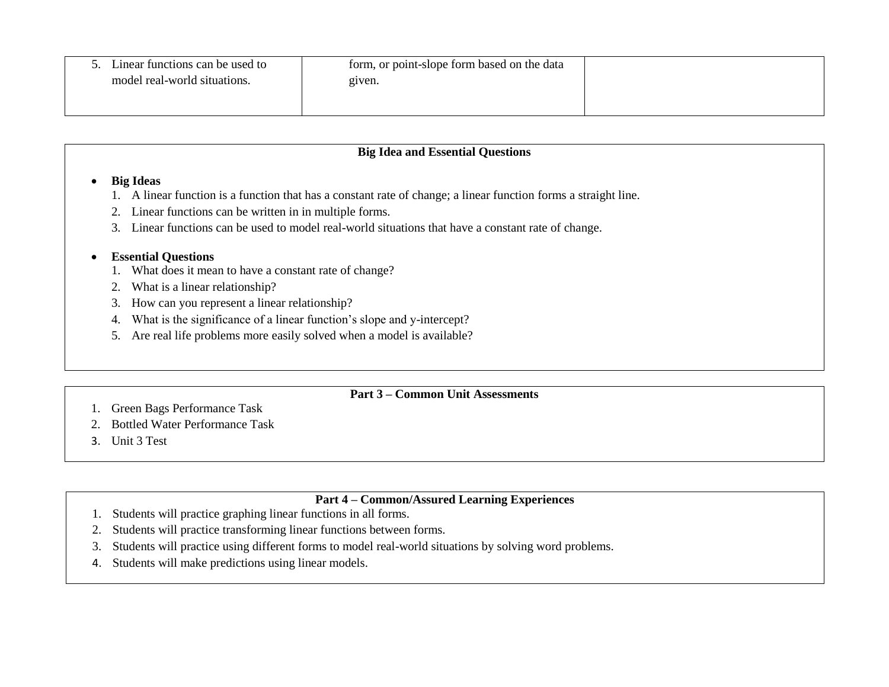| | | |
|---|---|---|
| 5. Linear functions can be used to model real-world situations. | form, or point-slope form based on the data given. | |

**Big Idea and Essential Questions**

- **Big Ideas**
  1. A linear function is a function that has a constant rate of change; a linear function forms a straight line.
  2. Linear functions can be written in in multiple forms.
  3. Linear functions can be used to model real-world situations that have a constant rate of change.

- **Essential Questions**
  1. What does it mean to have a constant rate of change?
  2. What is a linear relationship?
  3. How can you represent a linear relationship?
  4. What is the significance of a linear function's slope and y-intercept?
  5. Are real life problems more easily solved when a model is available?

**Part 3 – Common Unit Assessments**

1. Green Bags Performance Task
2. Bottled Water Performance Task
3. Unit 3 Test

**Part 4 – Common/Assured Learning Experiences**

1. Students will practice graphing linear functions in all forms.
2. Students will practice transforming linear functions between forms.
3. Students will practice using different forms to model real-world situations by solving word problems.
4. Students will make predictions using linear models.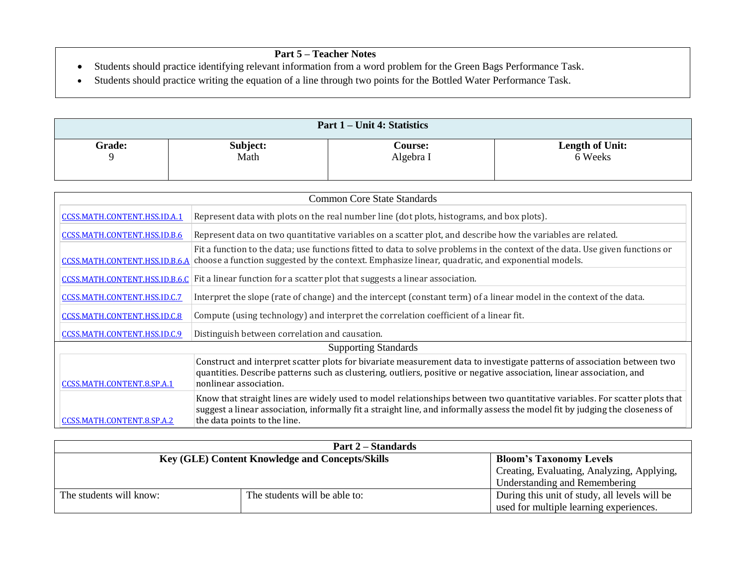| **Part 5 – Teacher Notes** |
|---|
| • Students should practice identifying relevant information from a word problem for the Green Bags Performance Task.<br>• Students should practice writing the equation of a line through two points for the Bottled Water Performance Task. |

| **Part 1 – Unit 4: Statistics** | | | |
|---|---|---|---|
| **Grade:**<br>9 | **Subject:**<br>Math | **Course:**<br>Algebra I | **Length of Unit:**<br>6 Weeks |

| Common Core State Standards | |
|---|---|
| CCSS.MATH.CONTENT.HSS.ID.A.1 | Represent data with plots on the real number line (dot plots, histograms, and box plots). |
| CCSS.MATH.CONTENT.HSS.ID.B.6 | Represent data on two quantitative variables on a scatter plot, and describe how the variables are related. |
| CCSS.MATH.CONTENT.HSS.ID.B.6.A | Fit a function to the data; use functions fitted to data to solve problems in the context of the data. Use given functions or choose a function suggested by the context. Emphasize linear, quadratic, and exponential models. |
| CCSS.MATH.CONTENT.HSS.ID.B.6.C | Fit a linear function for a scatter plot that suggests a linear association. |
| CCSS.MATH.CONTENT.HSS.ID.C.7 | Interpret the slope (rate of change) and the intercept (constant term) of a linear model in the context of the data. |
| CCSS.MATH.CONTENT.HSS.ID.C.8 | Compute (using technology) and interpret the correlation coefficient of a linear fit. |
| CCSS.MATH.CONTENT.HSS.ID.C.9 | Distinguish between correlation and causation. |
| **Supporting Standards** | |
| CCSS.MATH.CONTENT.8.SP.A.1 | Construct and interpret scatter plots for bivariate measurement data to investigate patterns of association between two quantities. Describe patterns such as clustering, outliers, positive or negative association, linear association, and nonlinear association. |
| CCSS.MATH.CONTENT.8.SP.A.2 | Know that straight lines are widely used to model relationships between two quantitative variables. For scatter plots that suggest a linear association, informally fit a straight line, and informally assess the model fit by judging the closeness of the data points to the line. |

| **Part 2 – Standards** | | |
|---|---|---|
| **Key (GLE) Content Knowledge and Concepts/Skills** | | **Bloom's Taxonomy Levels**<br>Creating, Evaluating, Analyzing, Applying, Understanding and Remembering |
| The students will know: | The students will be able to: | During this unit of study, all levels will be used for multiple learning experiences. |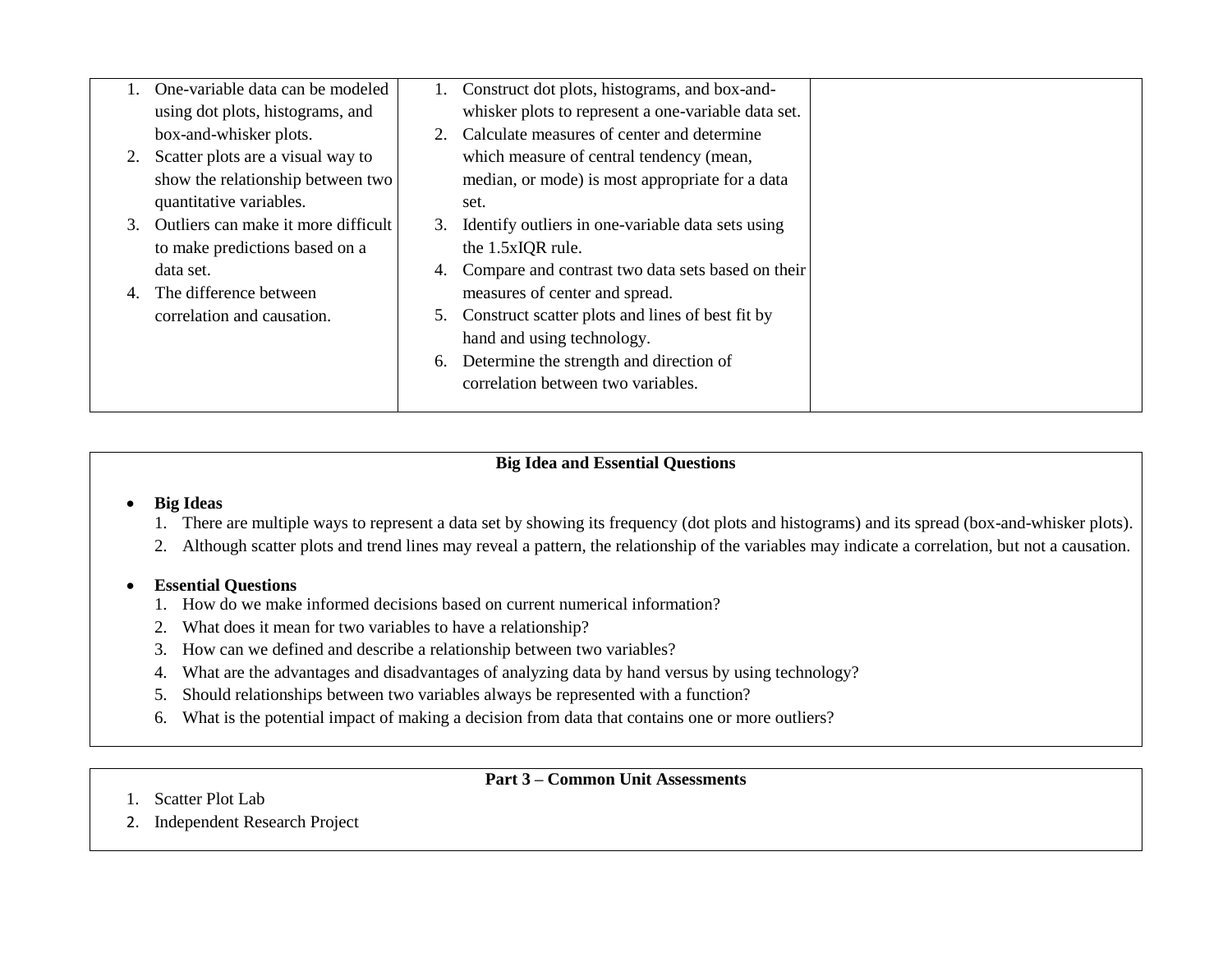| | | |
|---|---|---|
| 1. One-variable data can be modeled using dot plots, histograms, and box-and-whisker plots.<br>2. Scatter plots are a visual way to show the relationship between two quantitative variables.<br>3. Outliers can make it more difficult to make predictions based on a data set.<br>4. The difference between correlation and causation. | 1. Construct dot plots, histograms, and box-and-whisker plots to represent a one-variable data set.<br>2. Calculate measures of center and determine which measure of central tendency (mean, median, or mode) is most appropriate for a data set.<br>3. Identify outliers in one-variable data sets using the 1.5xIQR rule.<br>4. Compare and contrast two data sets based on their measures of center and spread.<br>5. Construct scatter plots and lines of best fit by hand and using technology.<br>6. Determine the strength and direction of correlation between two variables. | |

## Big Idea and Essential Questions

- **Big Ideas**
  1. There are multiple ways to represent a data set by showing its frequency (dot plots and histograms) and its spread (box-and-whisker plots).
  2. Although scatter plots and trend lines may reveal a pattern, the relationship of the variables may indicate a correlation, but not a causation.

- **Essential Questions**
  1. How do we make informed decisions based on current numerical information?
  2. What does it mean for two variables to have a relationship?
  3. How can we defined and describe a relationship between two variables?
  4. What are the advantages and disadvantages of analyzing data by hand versus by using technology?
  5. Should relationships between two variables always be represented with a function?
  6. What is the potential impact of making a decision from data that contains one or more outliers?

## Part 3 – Common Unit Assessments

1. Scatter Plot Lab
2. Independent Research Project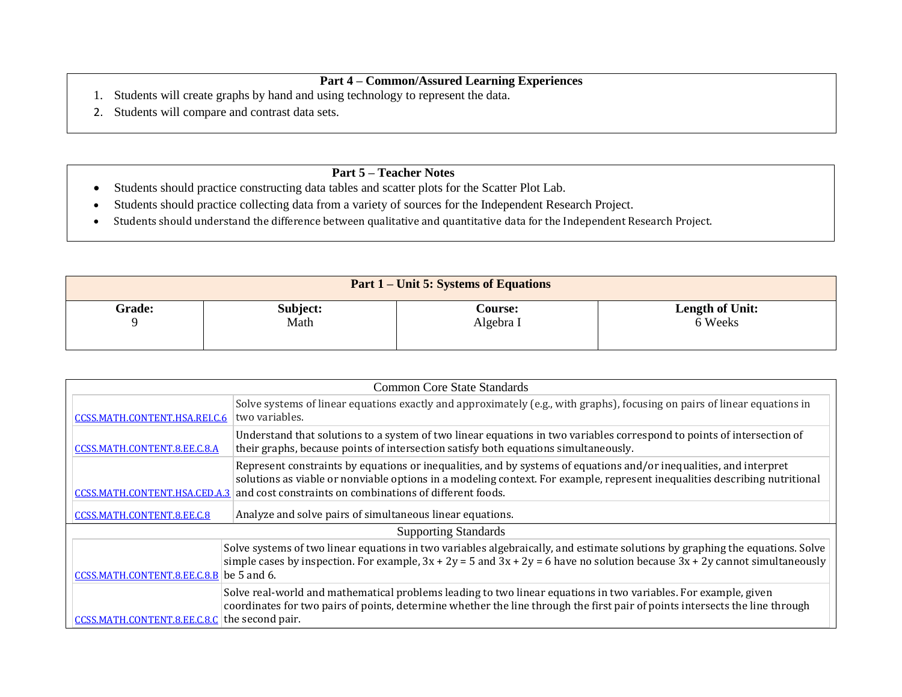### Part 4 – Common/Assured Learning Experiences

1. Students will create graphs by hand and using technology to represent the data.
2. Students will compare and contrast data sets.

### Part 5 – Teacher Notes

- Students should practice constructing data tables and scatter plots for the Scatter Plot Lab.
- Students should practice collecting data from a variety of sources for the Independent Research Project.
- Students should understand the difference between qualitative and quantitative data for the Independent Research Project.

| Part 1 – Unit 5: Systems of Equations | | | |
|---|---|---|---|
| **Grade:** 9 | **Subject:** Math | **Course:** Algebra I | **Length of Unit:** 6 Weeks |

| Common Core State Standards | |
|---|---|
| CCSS.MATH.CONTENT.HSA.REI.C.6 | Solve systems of linear equations exactly and approximately (e.g., with graphs), focusing on pairs of linear equations in two variables. |
| CCSS.MATH.CONTENT.8.EE.C.8.A | Understand that solutions to a system of two linear equations in two variables correspond to points of intersection of their graphs, because points of intersection satisfy both equations simultaneously. |
| CCSS.MATH.CONTENT.HSA.CED.A.3 | Represent constraints by equations or inequalities, and by systems of equations and/or inequalities, and interpret solutions as viable or nonviable options in a modeling context. For example, represent inequalities describing nutritional and cost constraints on combinations of different foods. |
| CCSS.MATH.CONTENT.8.EE.C.8 | Analyze and solve pairs of simultaneous linear equations. |
| **Supporting Standards** | |
| CCSS.MATH.CONTENT.8.EE.C.8.B | Solve systems of two linear equations in two variables algebraically, and estimate solutions by graphing the equations. Solve simple cases by inspection. For example, $3x + 2y = 5$ and $3x + 2y = 6$ have no solution because $3x + 2y$ cannot simultaneously be 5 and 6. |
| CCSS.MATH.CONTENT.8.EE.C.8.C | Solve real-world and mathematical problems leading to two linear equations in two variables. For example, given coordinates for two pairs of points, determine whether the line through the first pair of points intersects the line through the second pair. |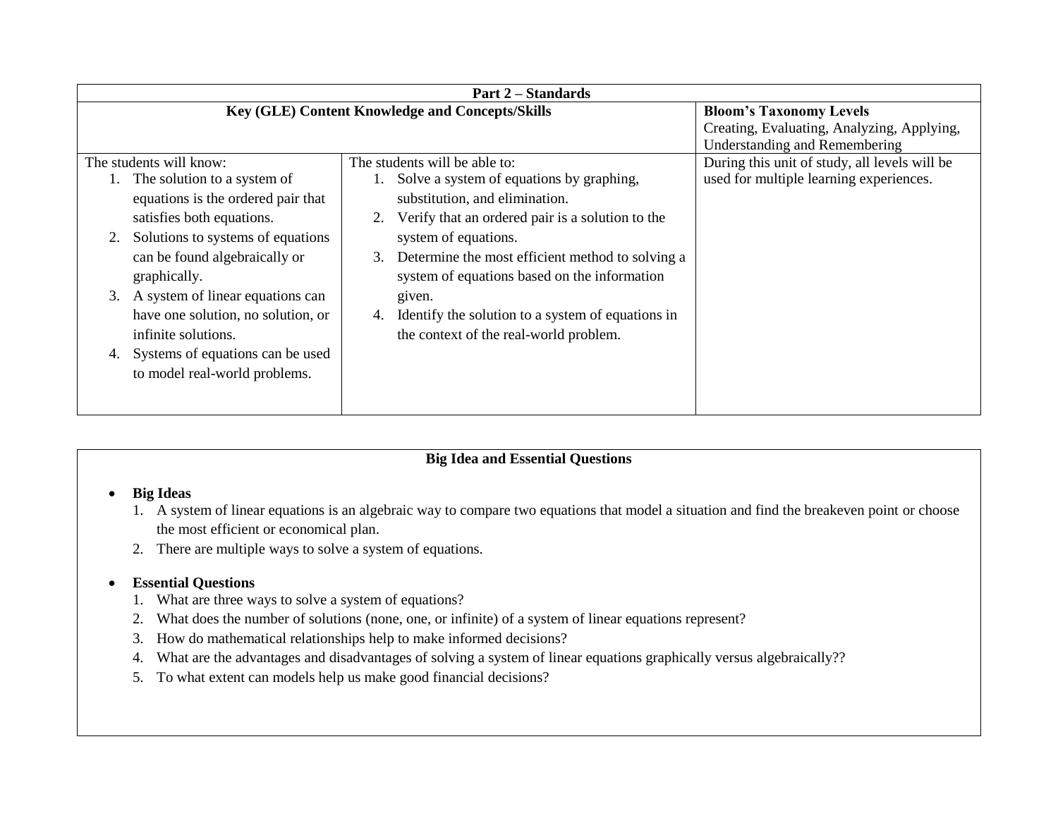| Part 2 – Standards | | |
|---|---|---|
| **Key (GLE) Content Knowledge and Concepts/Skills** | | **Bloom's Taxonomy Levels** Creating, Evaluating, Analyzing, Applying, Understanding and Remembering |
| The students will know:<br>1. The solution to a system of equations is the ordered pair that satisfies both equations.<br>2. Solutions to systems of equations can be found algebraically or graphically.<br>3. A system of linear equations can have one solution, no solution, or infinite solutions.<br>4. Systems of equations can be used to model real-world problems. | The students will be able to:<br>1. Solve a system of equations by graphing, substitution, and elimination.<br>2. Verify that an ordered pair is a solution to the system of equations.<br>3. Determine the most efficient method to solving a system of equations based on the information given.<br>4. Identify the solution to a system of equations in the context of the real-world problem. | During this unit of study, all levels will be used for multiple learning experiences. |

## Big Idea and Essential Questions

- **Big Ideas**
  1. A system of linear equations is an algebraic way to compare two equations that model a situation and find the breakeven point or choose the most efficient or economical plan.
  2. There are multiple ways to solve a system of equations.

- **Essential Questions**
  1. What are three ways to solve a system of equations?
  2. What does the number of solutions (none, one, or infinite) of a system of linear equations represent?
  3. How do mathematical relationships help to make informed decisions?
  4. What are the advantages and disadvantages of solving a system of linear equations graphically versus algebraically??
  5. To what extent can models help us make good financial decisions?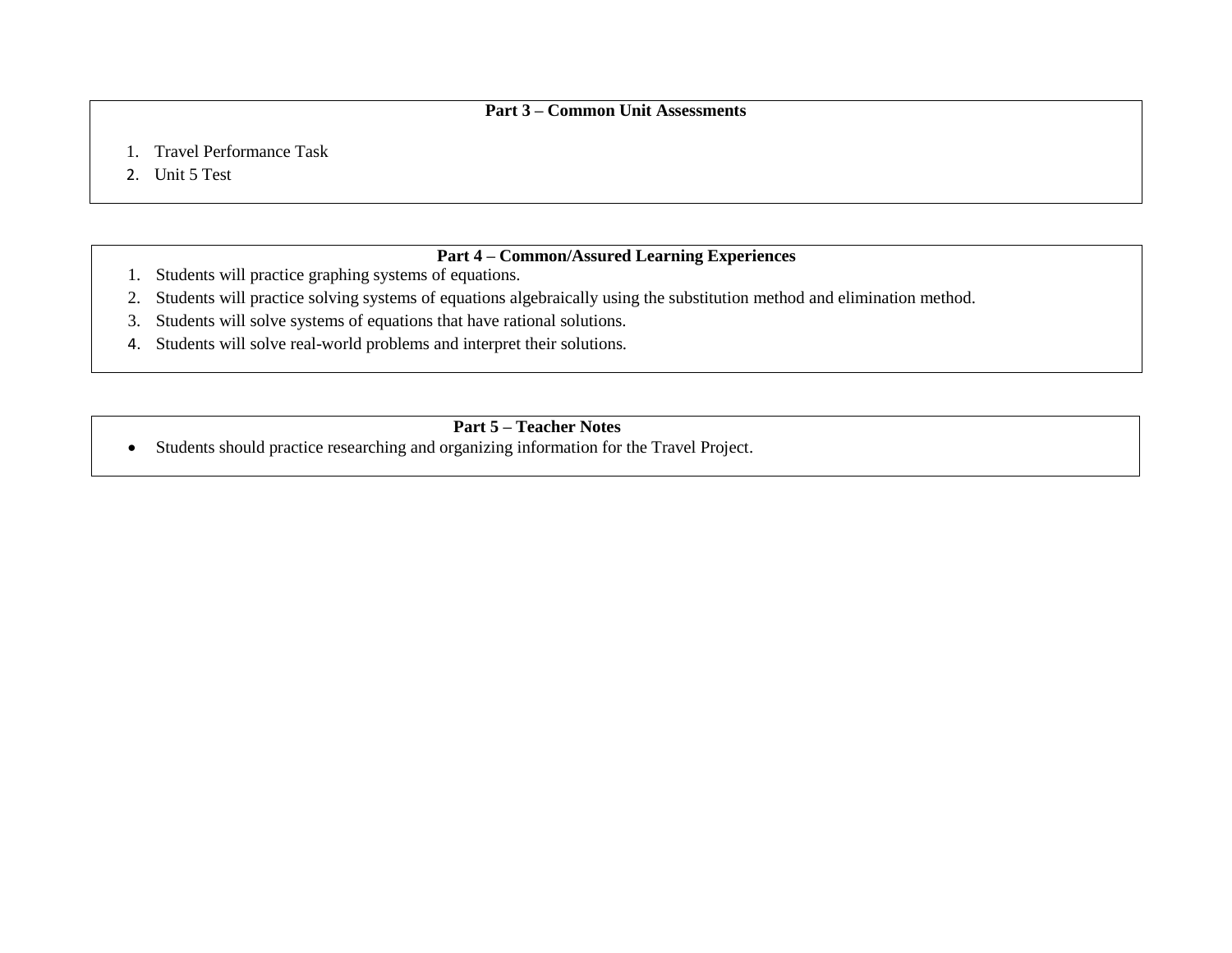**Part 3 – Common Unit Assessments**

1. Travel Performance Task
2. Unit 5 Test

**Part 4 – Common/Assured Learning Experiences**

1. Students will practice graphing systems of equations.
2. Students will practice solving systems of equations algebraically using the substitution method and elimination method.
3. Students will solve systems of equations that have rational solutions.
4. Students will solve real-world problems and interpret their solutions.

**Part 5 – Teacher Notes**

- Students should practice researching and organizing information for the Travel Project.